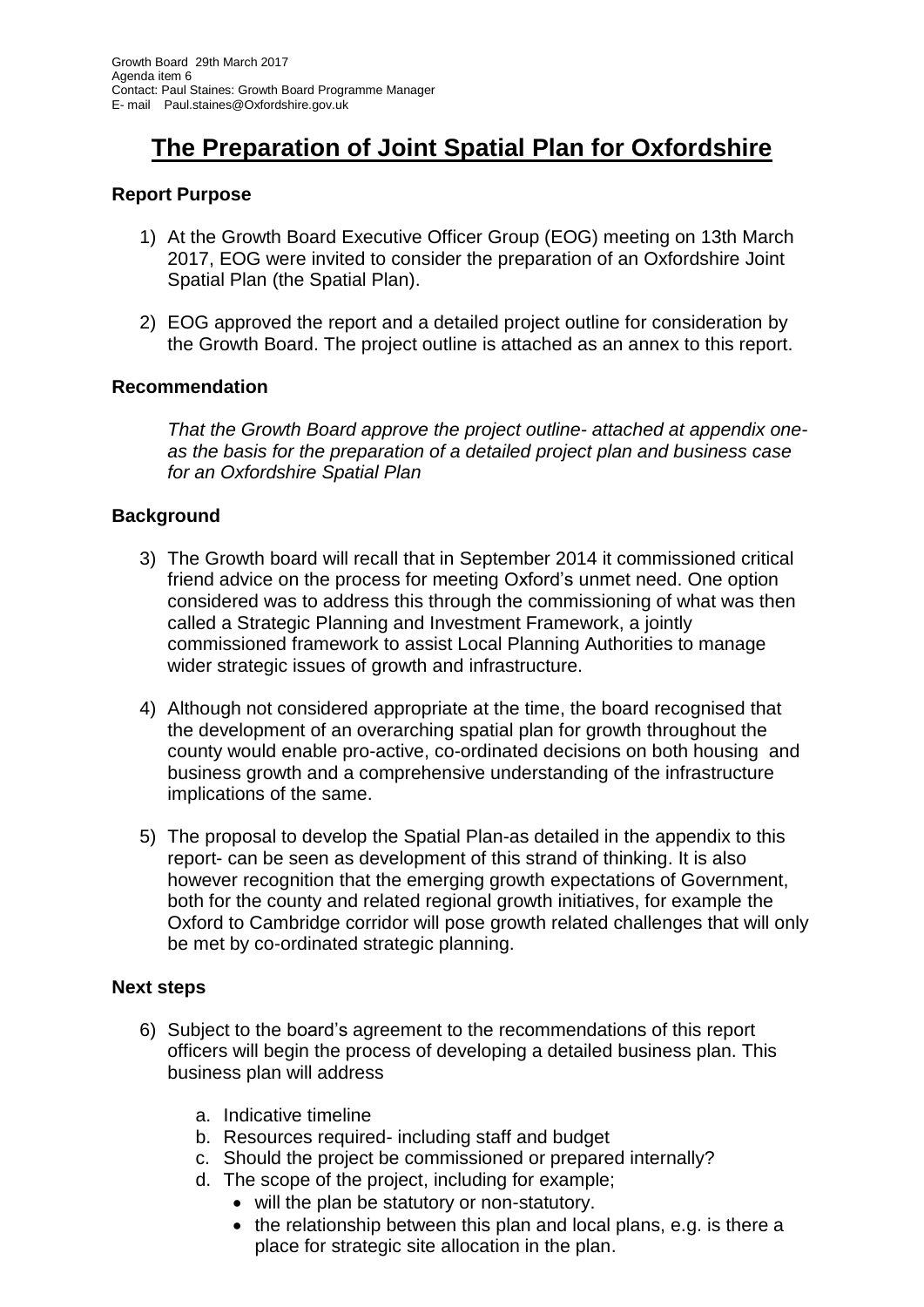Growth Board 29th March 2017
Agenda item 6
Contact: Paul Staines: Growth Board Programme Manager
E- mail Paul.staines@Oxfordshire.gov.uk

# The Preparation of Joint Spatial Plan for Oxfordshire

### Report Purpose

1) At the Growth Board Executive Officer Group (EOG) meeting on 13th March 2017, EOG were invited to consider the preparation of an Oxfordshire Joint Spatial Plan (the Spatial Plan).

2) EOG approved the report and a detailed project outline for consideration by the Growth Board. The project outline is attached as an annex to this report.

### Recommendation

*That the Growth Board approve the project outline- attached at appendix one- as the basis for the preparation of a detailed project plan and business case for an Oxfordshire Spatial Plan*

### Background

3) The Growth board will recall that in September 2014 it commissioned critical friend advice on the process for meeting Oxford's unmet need. One option considered was to address this through the commissioning of what was then called a Strategic Planning and Investment Framework, a jointly commissioned framework to assist Local Planning Authorities to manage wider strategic issues of growth and infrastructure.

4) Although not considered appropriate at the time, the board recognised that the development of an overarching spatial plan for growth throughout the county would enable pro-active, co-ordinated decisions on both housing and business growth and a comprehensive understanding of the infrastructure implications of the same.

5) The proposal to develop the Spatial Plan-as detailed in the appendix to this report- can be seen as development of this strand of thinking. It is also however recognition that the emerging growth expectations of Government, both for the county and related regional growth initiatives, for example the Oxford to Cambridge corridor will pose growth related challenges that will only be met by co-ordinated strategic planning.

### Next steps

6) Subject to the board's agreement to the recommendations of this report officers will begin the process of developing a detailed business plan. This business plan will address

   a. Indicative timeline
   b. Resources required- including staff and budget
   c. Should the project be commissioned or prepared internally?
   d. The scope of the project, including for example;
      - will the plan be statutory or non-statutory.
      - the relationship between this plan and local plans, e.g. is there a place for strategic site allocation in the plan.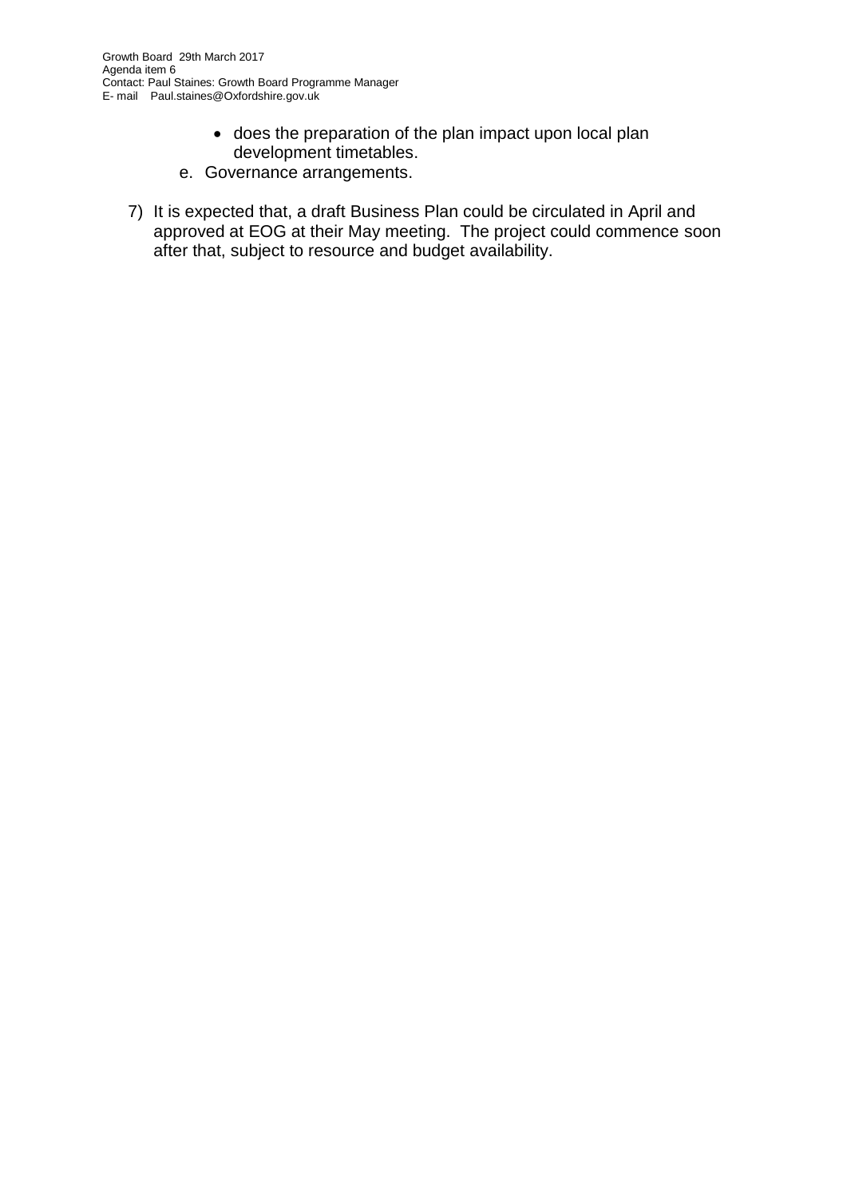- does the preparation of the plan impact upon local plan development timetables.

   e. Governance arrangements.

7) It is expected that, a draft Business Plan could be circulated in April and approved at EOG at their May meeting. The project could commence soon after that, subject to resource and budget availability.